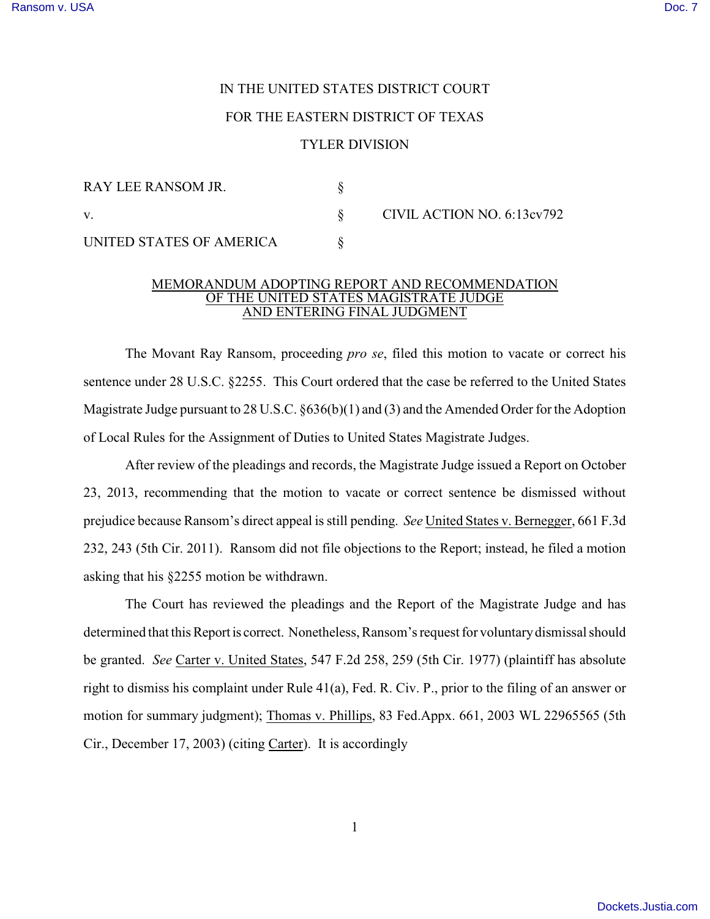IN THE UNITED STATES DISTRICT COURT

FOR THE EASTERN DISTRICT OF TEXAS

TYLER DIVISION

| | | |
|---|---|---|
| RAY LEE RANSOM JR. | § | |
| v. | § | CIVIL ACTION NO. 6:13cv792 |
| UNITED STATES OF AMERICA | § | |

MEMORANDUM ADOPTING REPORT AND RECOMMENDATION OF THE UNITED STATES MAGISTRATE JUDGE AND ENTERING FINAL JUDGMENT

The Movant Ray Ransom, proceeding *pro se*, filed this motion to vacate or correct his sentence under 28 U.S.C. §2255. This Court ordered that the case be referred to the United States Magistrate Judge pursuant to 28 U.S.C. §636(b)(1) and (3) and the Amended Order for the Adoption of Local Rules for the Assignment of Duties to United States Magistrate Judges.

After review of the pleadings and records, the Magistrate Judge issued a Report on October 23, 2013, recommending that the motion to vacate or correct sentence be dismissed without prejudice because Ransom's direct appeal is still pending. *See* United States v. Bernegger, 661 F.3d 232, 243 (5th Cir. 2011). Ransom did not file objections to the Report; instead, he filed a motion asking that his §2255 motion be withdrawn.

The Court has reviewed the pleadings and the Report of the Magistrate Judge and has determined that this Report is correct. Nonetheless, Ransom's request for voluntary dismissal should be granted. *See* Carter v. United States, 547 F.2d 258, 259 (5th Cir. 1977) (plaintiff has absolute right to dismiss his complaint under Rule 41(a), Fed. R. Civ. P., prior to the filing of an answer or motion for summary judgment); Thomas v. Phillips, 83 Fed.Appx. 661, 2003 WL 22965565 (5th Cir., December 17, 2003) (citing Carter). It is accordingly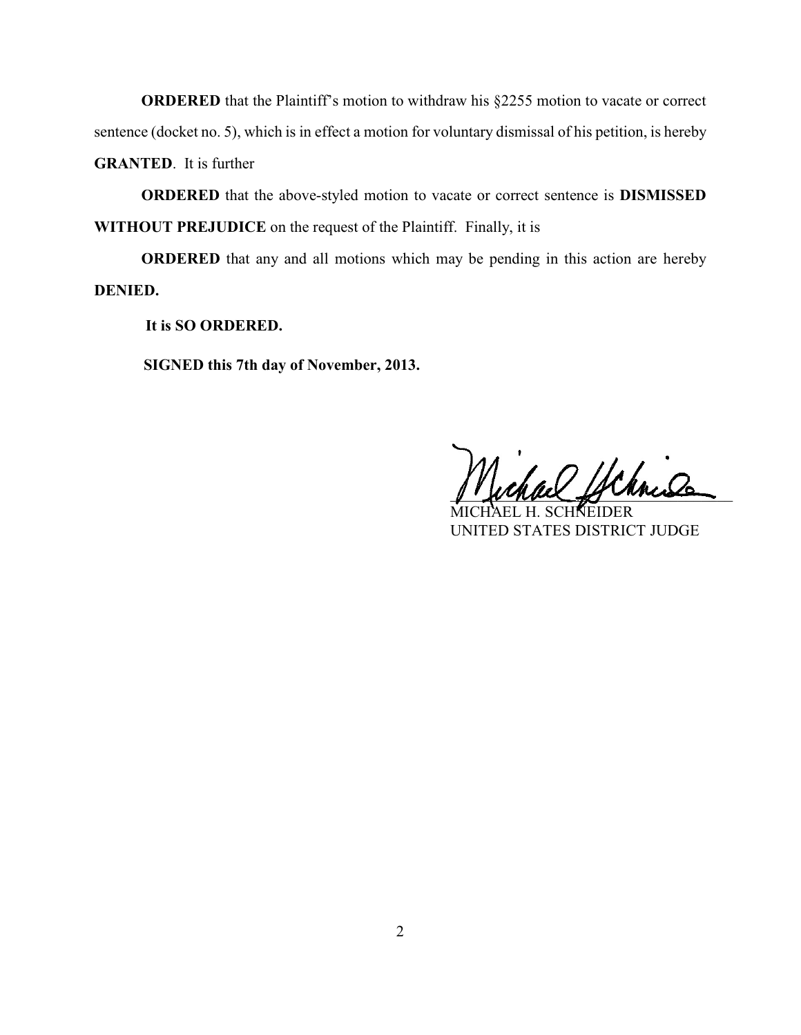**ORDERED** that the Plaintiff's motion to withdraw his §2255 motion to vacate or correct sentence (docket no. 5), which is in effect a motion for voluntary dismissal of his petition, is hereby **GRANTED**. It is further

**ORDERED** that the above-styled motion to vacate or correct sentence is **DISMISSED WITHOUT PREJUDICE** on the request of the Plaintiff. Finally, it is

**ORDERED** that any and all motions which may be pending in this action are hereby **DENIED.**

**It is SO ORDERED.**

**SIGNED this 7th day of November, 2013.**

MICHAEL H. SCHNEIDER
UNITED STATES DISTRICT JUDGE